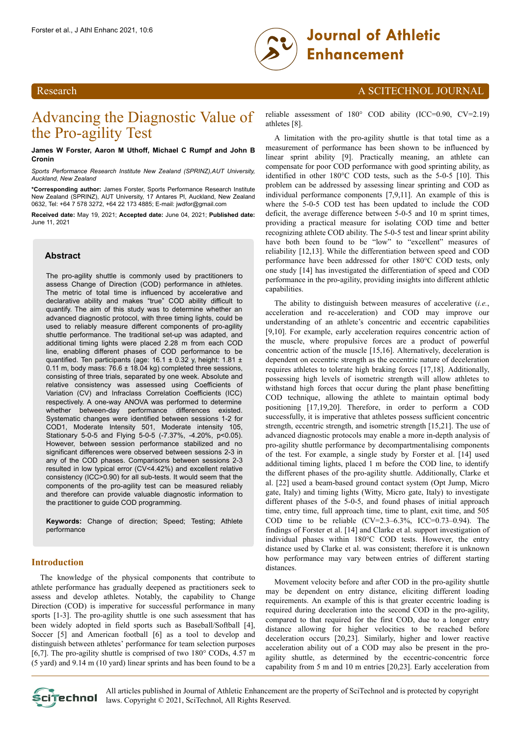Research — A SCITECHNOL JOURNAL

# Advancing the Diagnostic Value of the Pro-agility Test

**James W Forster, Aaron M Uthoff, Michael C Rumpf and John B Cronin**

*Sports Performance Research Institute New Zealand (SPRINZ),AUT University, Auckland, New Zealand*

**\*Corresponding author:** James Forster, Sports Performance Research Institute New Zealand (SPRINZ), AUT University, 17 Antares Pl, Auckland, New Zealand 0632, Tel: +64 7 578 3272, +64 22 173 4885; E-mail: jwdfor@gmail.com

**Received date:** May 19, 2021; **Accepted date:** June 04, 2021; **Published date:** June 11, 2021

## Abstract

The pro-agility shuttle is commonly used by practitioners to assess Change of Direction (COD) performance in athletes. The metric of total time is influenced by accelerative and declarative ability and makes "true" COD ability difficult to quantify. The aim of this study was to determine whether an advanced diagnostic protocol, with three timing lights, could be used to reliably measure different components of pro-agility shuttle performance. The traditional set-up was adapted, and additional timing lights were placed 2.28 m from each COD line, enabling different phases of COD performance to be quantified. Ten participants (age: 16.1 ± 0.32 y, height: 1.81 ± 0.11 m, body mass: 76.6 ± 18.04 kg) completed three sessions, consisting of three trials, separated by one week. Absolute and relative consistency was assessed using Coefficients of Variation (CV) and Infraclass Correlation Coefficients (ICC) respectively. A one-way ANOVA was performed to determine whether between-day performance differences existed. Systematic changes were identified between sessions 1-2 for COD1, Moderate Intensity 501, Moderate intensity 105, Stationary 5-0-5 and Flying 5-0-5 (-7.37%, -4.20%, $p<0.05$). However, between session performance stabilized and no significant differences were observed between sessions 2-3 in any of the COD phases. Comparisons between sessions 2-3 resulted in low typical error (CV<4.42%) and excellent relative consistency (ICC>0.90) for all sub-tests. It would seem that the components of the pro-agility test can be measured reliably and therefore can provide valuable diagnostic information to the practitioner to guide COD programming.

**Keywords:** Change of direction; Speed; Testing; Athlete performance

## Introduction

The knowledge of the physical components that contribute to athlete performance has gradually deepened as practitioners seek to assess and develop athletes. Notably, the capability to Change Direction (COD) is imperative for successful performance in many sports [1-3]. The pro-agility shuttle is one such assessment that has been widely adopted in field sports such as Baseball/Softball [4], Soccer [5] and American football [6] as a tool to develop and distinguish between athletes' performance for team selection purposes [6,7]. The pro-agility shuttle is comprised of two 180° CODs, 4.57 m (5 yard) and 9.14 m (10 yard) linear sprints and has been found to be a reliable assessment of 180° COD ability (ICC=0.90, CV=2.19) athletes [8].

A limitation with the pro-agility shuttle is that total time as a measurement of performance has been shown to be influenced by linear sprint ability [9]. Practically meaning, an athlete can compensate for poor COD performance with good sprinting ability, as identified in other 180°C COD tests, such as the 5-0-5 [10]. This problem can be addressed by assessing linear sprinting and COD as individual performance components [7,9,11]. An example of this is where the 5-0-5 COD test has been updated to include the COD deficit, the average difference between 5-0-5 and 10 m sprint times, providing a practical measure for isolating COD time and better recognizing athlete COD ability. The 5-0-5 test and linear sprint ability have both been found to be "low" to "excellent" measures of reliability [12,13]. While the differentiation between speed and COD performance have been addressed for other 180°C COD tests, only one study [14] has investigated the differentiation of speed and COD performance in the pro-agility, providing insights into different athletic capabilities.

The ability to distinguish between measures of accelerative (*i.e.*, acceleration and re-acceleration) and COD may improve our understanding of an athlete's concentric and eccentric capabilities [9,10]. For example, early acceleration requires concentric action of the muscle, where propulsive forces are a product of powerful concentric action of the muscle [15,16]. Alternatively, deceleration is dependent on eccentric strength as the eccentric nature of deceleration requires athletes to tolerate high braking forces [17,18]. Additionally, possessing high levels of isometric strength will allow athletes to withstand high forces that occur during the plant phase benefitting COD technique, allowing the athlete to maintain optimal body positioning [17,19,20]. Therefore, in order to perform a COD successfully, it is imperative that athletes possess sufficient concentric strength, eccentric strength, and isometric strength [15,21]. The use of advanced diagnostic protocols may enable a more in-depth analysis of pro-agility shuttle performance by decompartmentalising components of the test. For example, a single study by Forster et al. [14] used additional timing lights, placed 1 m before the COD line, to identify the different phases of the pro-agility shuttle. Additionally, Clarke et al. [22] used a beam-based ground contact system (Opt Jump, Micro gate, Italy) and timing lights (Witty, Micro gate, Italy) to investigate different phases of the 5-0-5, and found phases of initial approach time, entry time, full approach time, time to plant, exit time, and 505 COD time to be reliable (CV=2.3–6.3%, ICC=0.73–0.94). The findings of Forster et al. [14] and Clarke et al. support investigation of individual phases within 180°C COD tests. However, the entry distance used by Clarke et al. was consistent; therefore it is unknown how performance may vary between entries of different starting distances.

Movement velocity before and after COD in the pro-agility shuttle may be dependent on entry distance, eliciting different loading requirements. An example of this is that greater eccentric loading is required during deceleration into the second COD in the pro-agility, compared to that required for the first COD, due to a longer entry distance allowing for higher velocities to be reached before deceleration occurs [20,23]. Similarly, higher and lower reactive acceleration ability out of a COD may also be present in the pro-agility shuttle, as determined by the eccentric-concentric force capability from 5 m and 10 m entries [20,23]. Early acceleration from

All articles published in Journal of Athletic Enhancement are the property of SciTechnol and is protected by copyright laws. Copyright © 2021, SciTechnol, All Rights Reserved.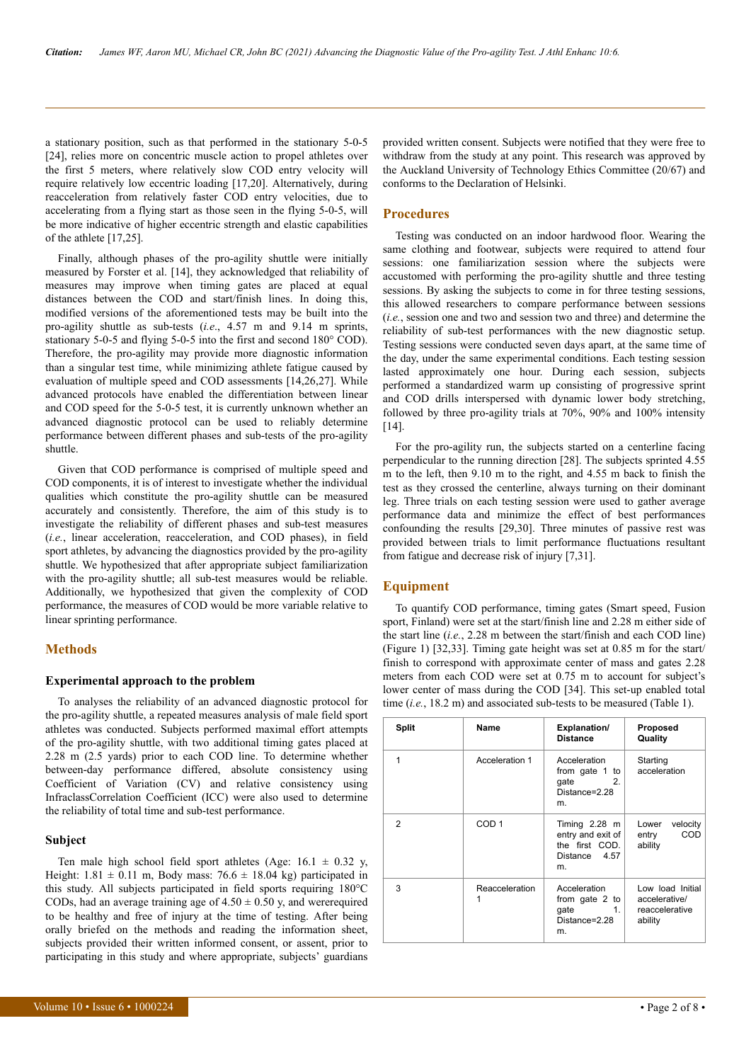a stationary position, such as that performed in the stationary 5-0-5 [24], relies more on concentric muscle action to propel athletes over the first 5 meters, where relatively slow COD entry velocity will require relatively low eccentric loading [17,20]. Alternatively, during reacceleration from relatively faster COD entry velocities, due to accelerating from a flying start as those seen in the flying 5-0-5, will be more indicative of higher eccentric strength and elastic capabilities of the athlete [17,25].

Finally, although phases of the pro-agility shuttle were initially measured by Forster et al. [14], they acknowledged that reliability of measures may improve when timing gates are placed at equal distances between the COD and start/finish lines. In doing this, modified versions of the aforementioned tests may be built into the pro-agility shuttle as sub-tests (*i.e*., 4.57 m and 9.14 m sprints, stationary 5-0-5 and flying 5-0-5 into the first and second 180° COD). Therefore, the pro-agility may provide more diagnostic information than a singular test time, while minimizing athlete fatigue caused by evaluation of multiple speed and COD assessments [14,26,27]. While advanced protocols have enabled the differentiation between linear and COD speed for the 5-0-5 test, it is currently unknown whether an advanced diagnostic protocol can be used to reliably determine performance between different phases and sub-tests of the pro-agility shuttle.

Given that COD performance is comprised of multiple speed and COD components, it is of interest to investigate whether the individual qualities which constitute the pro-agility shuttle can be measured accurately and consistently. Therefore, the aim of this study is to investigate the reliability of different phases and sub-test measures (*i.e.*, linear acceleration, reacceleration, and COD phases), in field sport athletes, by advancing the diagnostics provided by the pro-agility shuttle. We hypothesized that after appropriate subject familiarization with the pro-agility shuttle; all sub-test measures would be reliable. Additionally, we hypothesized that given the complexity of COD performance, the measures of COD would be more variable relative to linear sprinting performance.

## Methods

### Experimental approach to the problem

To analyses the reliability of an advanced diagnostic protocol for the pro-agility shuttle, a repeated measures analysis of male field sport athletes was conducted. Subjects performed maximal effort attempts of the pro-agility shuttle, with two additional timing gates placed at 2.28 m (2.5 yards) prior to each COD line. To determine whether between-day performance differed, absolute consistency using Coefficient of Variation (CV) and relative consistency using InfraclassCorrelation Coefficient (ICC) were also used to determine the reliability of total time and sub-test performance.

### Subject

Ten male high school field sport athletes (Age: 16.1 ± 0.32 y, Height: 1.81 ± 0.11 m, Body mass: 76.6 ± 18.04 kg) participated in this study. All subjects participated in field sports requiring 180°C CODs, had an average training age of 4.50 ± 0.50 y, and wererequired to be healthy and free of injury at the time of testing. After being orally briefed on the methods and reading the information sheet, subjects provided their written informed consent, or assent, prior to participating in this study and where appropriate, subjects' guardians provided written consent. Subjects were notified that they were free to withdraw from the study at any point. This research was approved by the Auckland University of Technology Ethics Committee (20/67) and conforms to the Declaration of Helsinki.

## Procedures

Testing was conducted on an indoor hardwood floor. Wearing the same clothing and footwear, subjects were required to attend four sessions: one familiarization session where the subjects were accustomed with performing the pro-agility shuttle and three testing sessions. By asking the subjects to come in for three testing sessions, this allowed researchers to compare performance between sessions (*i.e.*, session one and two and session two and three) and determine the reliability of sub-test performances with the new diagnostic setup. Testing sessions were conducted seven days apart, at the same time of the day, under the same experimental conditions. Each testing session lasted approximately one hour. During each session, subjects performed a standardized warm up consisting of progressive sprint and COD drills interspersed with dynamic lower body stretching, followed by three pro-agility trials at 70%, 90% and 100% intensity [14].

For the pro-agility run, the subjects started on a centerline facing perpendicular to the running direction [28]. The subjects sprinted 4.55 m to the left, then 9.10 m to the right, and 4.55 m back to finish the test as they crossed the centerline, always turning on their dominant leg. Three trials on each testing session were used to gather average performance data and minimize the effect of best performances confounding the results [29,30]. Three minutes of passive rest was provided between trials to limit performance fluctuations resultant from fatigue and decrease risk of injury [7,31].

## Equipment

To quantify COD performance, timing gates (Smart speed, Fusion sport, Finland) were set at the start/finish line and 2.28 m either side of the start line (*i.e.*, 2.28 m between the start/finish and each COD line) (Figure 1) [32,33]. Timing gate height was set at 0.85 m for the start/finish to correspond with approximate center of mass and gates 2.28 meters from each COD were set at 0.75 m to account for subject's lower center of mass during the COD [34]. This set-up enabled total time (*i.e.*, 18.2 m) and associated sub-tests to be measured (Table 1).

| Split | Name | Explanation/ Distance | Proposed Quality |
|---|---|---|---|
| 1 | Acceleration 1 | Acceleration from gate 1 to gate 2. Distance=2.28 m. | Starting acceleration |
| 2 | COD 1 | Timing 2.28 m entry and exit of the first COD. Distance 4.57 m. | Lower velocity entry COD ability |
| 3 | Reacceleration 1 | Acceleration from gate 2 to gate 1. Distance=2.28 m. | Low load Initial accelerative/ reaccelerative ability |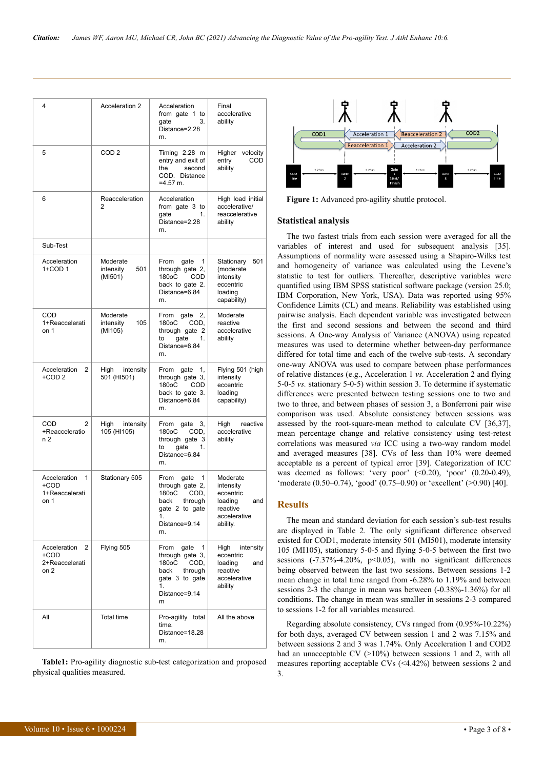| | | | |
|---|---|---|---|
| 4 | Acceleration 2 | Acceleration from gate 1 to gate 3. Distance=2.28 m. | Final accelerative ability |
| 5 | COD 2 | Timing 2.28 m entry and exit of the second COD. Distance =4.57 m. | Higher velocity entry COD ability |
| 6 | Reacceleration 2 | Acceleration from gate 3 to gate 1. Distance=2.28 m. | High load initial accelerative/ reaccelerative ability |
| Sub-Test | | | |
| Acceleration 1+COD 1 | Moderate intensity 501 (MI501) | From gate 1 through gate 2, 180oC COD back to gate 2. Distance=6.84 m. | Stationary 501 (moderate intensity eccentric loading capability) |
| COD 1+Reacceleration 1 | Moderate intensity 105 (MI105) | From gate 2, 180oC COD, through gate 2 to gate 1. Distance=6.84 m. | Moderate reactive accelerative ability |
| Acceleration 2 +COD 2 | High intensity 501 (HI501) | From gate 1, through gate 3, 180oC COD back to gate 3. Distance=6.84 m. | Flying 501 (high intensity eccentric loading capability) |
| COD 2 +Reacceleration 2 | High intensity 105 (HI105) | From gate 3, 180oC COD, through gate 3 to gate 1. Distance=6.84 m. | High reactive accelerative ability |
| Acceleration 1 +COD 1+Reacceleration 1 | Stationary 505 | From gate 1 through gate 2, 180oC COD, back through gate 2 to gate 1. Distance=9.14 m. | Moderate intensity eccentric loading and reactive accelerative ability. |
| Acceleration 2 +COD 2+Reacceleration 2 | Flying 505 | From gate 1 through gate 3, 180oC COD, back through gate 3 to gate 1. Distance=9.14 m | High intensity eccentric loading and reactive accelerative ability |
| All | Total time | Pro-agility total time. Distance=18.28 m. | All the above |

**Table1:** Pro-agility diagnostic sub-test categorization and proposed physical qualities measured.

**Figure 1:** Advanced pro-agility shuttle protocol.

### Statistical analysis

The two fastest trials from each session were averaged for all the variables of interest and used for subsequent analysis [35]. Assumptions of normality were assessed using a Shapiro-Wilks test and homogeneity of variance was calculated using the Levene's statistic to check for outliers. Thereafter, descriptive variables were quantified using IBM SPSS statistical software package (version 25.0; IBM Corporation, New York, USA). Data was reported using 95% Confidence Limits (CL) and means. Reliability was established using pairwise analysis. Each dependent variable was investigated between the first and second sessions and between the second and third sessions. A One-way Analysis of Variance (ANOVA) using repeated measures was used to determine whether between-day performance differed for total time and each of the twelve sub-tests. A secondary one-way ANOVA was used to compare between phase performances of relative distances (e.g., Acceleration 1 *vs.* Acceleration 2 and flying 5-0-5 *vs.* stationary 5-0-5) within session 3. To determine if systematic differences were presented between testing sessions one to two and two to three, and between phases of session 3, a Bonferroni pair wise comparison was used. Absolute consistency between sessions was assessed by the root-square-mean method to calculate CV [36,37], mean percentage change and relative consistency using test-retest correlations was measured *via* ICC using a two-way random model and averaged measures [38]. CVs of less than 10% were deemed acceptable as a percent of typical error [39]. Categorization of ICC was deemed as follows: 'very poor' (<0.20), 'poor' (0.20-0.49), 'moderate (0.50–0.74), 'good' (0.75–0.90) or 'excellent' (>0.90) [40].

## Results

The mean and standard deviation for each session's sub-test results are displayed in Table 2. The only significant difference observed existed for COD1, moderate intensity 501 (MI501), moderate intensity 105 (MI105), stationary 5-0-5 and flying 5-0-5 between the first two sessions (-7.37%-4.20%, $p<0.05$), with no significant differences being observed between the last two sessions. Between sessions 1-2 mean change in total time ranged from -6.28% to 1.19% and between sessions 2-3 the change in mean was between (-0.38%-1.36%) for all conditions. The change in mean was smaller in sessions 2-3 compared to sessions 1-2 for all variables measured.

Regarding absolute consistency, CVs ranged from (0.95%-10.22%) for both days, averaged CV between session 1 and 2 was 7.15% and between sessions 2 and 3 was 1.74%. Only Acceleration 1 and COD2 had an unacceptable CV (>10%) between sessions 1 and 2, with all measures reporting acceptable CVs (<4.42%) between sessions 2 and 3.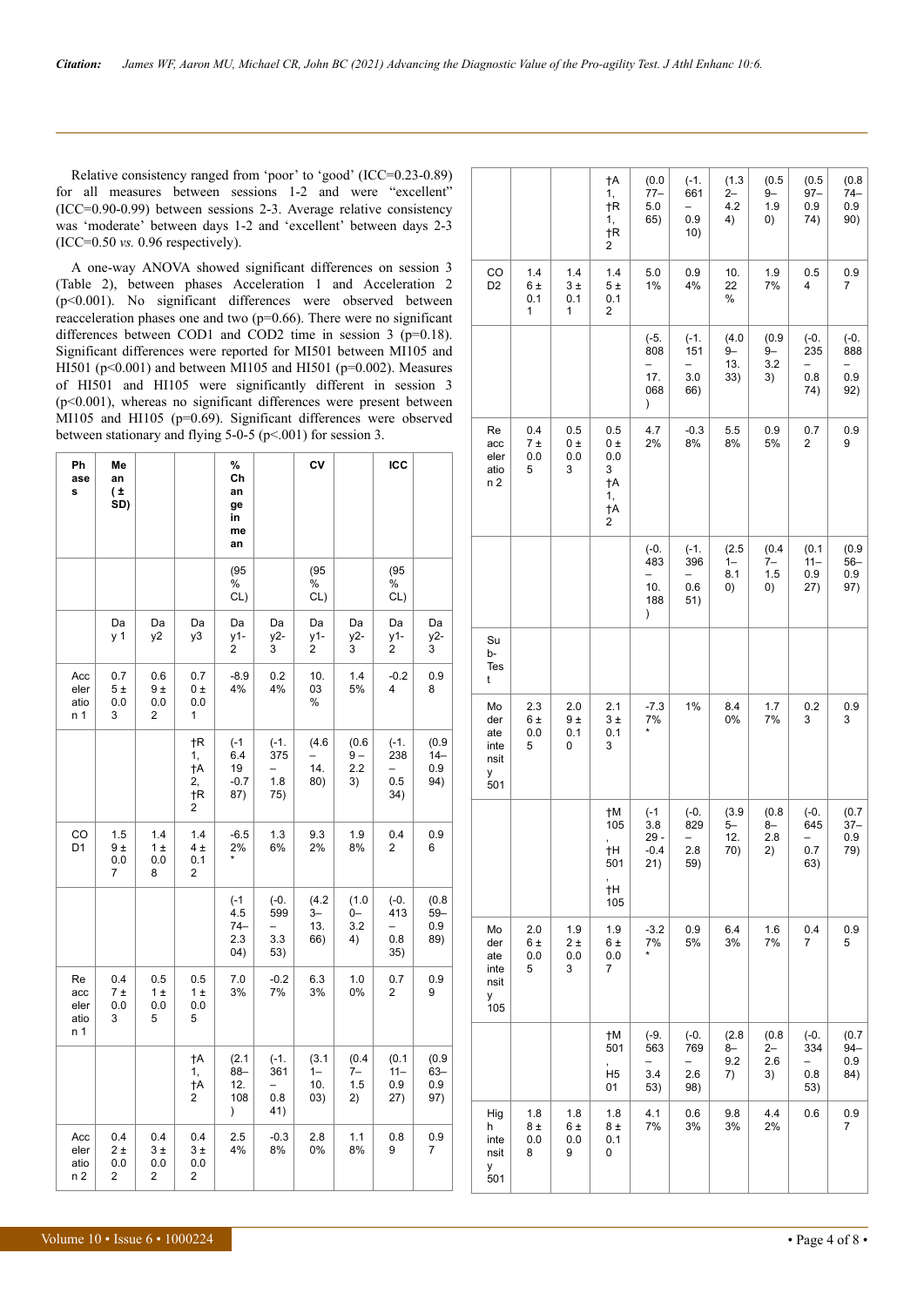Relative consistency ranged from 'poor' to 'good' (ICC=0.23-0.89) for all measures between sessions 1-2 and were "excellent" (ICC=0.90-0.99) between sessions 2-3. Average relative consistency was 'moderate' between days 1-2 and 'excellent' between days 2-3 (ICC=0.50 *vs.* 0.96 respectively).

A one-way ANOVA showed significant differences on session 3 (Table 2), between phases Acceleration 1 and Acceleration 2 (p<0.001). No significant differences were observed between reacceleration phases one and two (p=0.66). There were no significant differences between COD1 and COD2 time in session 3 (p=0.18). Significant differences were reported for MI501 between MI105 and HI501 (p<0.001) and between MI105 and HI501 (p=0.002). Measures of HI501 and HI105 were significantly different in session 3 (p<0.001), whereas no significant differences were present between MI105 and HI105 (p=0.69). Significant differences were observed between stationary and flying 5-0-5 (p<.001) for session 3.

| Phases | Mean (± SD) | | | % Change in mean | | CV | | ICC | |
|---|---|---|---|---|---|---|---|---|---|
| | | | | (95% CL) | | (95% CL) | | (95% CL) | |
| | Day 1 | Day2 | Day3 | Day1-2 | Day2-3 | Day1-2 | Day2-3 | Day1-2 | Day2-3 |
| Acceleration 1 | 0.75 ± 0.03 | 0.69 ± 0.02 | 0.70 ± 0.01 | -8.94% | 0.24% | 10.03% | 1.45% | -0.24 | 0.98 |
| | | | †R1, †A2, †R2 | (-16.419 -0.787) | (-1.375 – 1.875) | (4.6 – 14.80) | (0.69 – 2.23) | (-1.238 – 0.534) | (0.914–0.994) |
| COD1 | 1.59 ± 0.07 | 1.41 ± 0.08 | 1.44 ± 0.12 | -6.52%* | 1.36% | 9.32% | 1.98% | 0.42 | 0.96 |
| | | | | (-14.574–2.304) | (-0.599 – 3.353) | (4.23–13.66) | (1.00–3.24) | (-0.413 – 0.835) | (0.859–0.989) |
| Reacceleration 1 | 0.47 ± 0.03 | 0.51 ± 0.05 | 0.51 ± 0.05 | 7.03% | -0.27% | 6.33% | 1.00% | 0.72 | 0.99 |
| | | | †A1, †A2 | (2.188–12.108) | (-1.361 – 0.841) | (3.11–10.03) | (0.47–1.52) | (0.111–0.927) | (0.963–0.997) |
| Acceleration 2 | 0.42 ± 0.02 | 0.43 ± 0.02 | 0.43 ± 0.02 | 2.54% | -0.38% | 2.80% | 1.18% | 0.89 | 0.97 |
| | | | †A1, †R1, †R2 | (0.077–5.065) | (-1.661 – 0.910) | (1.32–4.24) | (0.59–1.90) | (0.597–0.974) | (0.874–0.990) |
| COD2 | 1.46 ± 0.11 | 1.43 ± 0.11 | 1.45 ± 0.12 | 5.01% | 0.94% | 10.22% | 1.97% | 0.54 | 0.97 |
| | | | | (-5.808 – 17.068) | (-1.151 – 3.066) | (4.09–13.33) | (0.99–3.23) | (-0.235 – 0.874) | (-0.888 – 0.992) |
| Reacceleration 2 | 0.47 ± 0.05 | 0.50 ± 0.03 | 0.50 ± 0.03 †A1, †A2 | 4.72% | -0.38% | 5.58% | 0.95% | 0.72 | 0.99 |
| | | | | (-0.483 – 10.188) | (-1.396 – 0.651) | (2.51–8.10) | (0.47–1.50) | (0.111–0.927) | (0.956–0.997) |
| Sub-Test | | | | | | | | | |
| Moderate intensity 501 | 2.36 ± 0.05 | 2.09 ± 0.10 | 2.13 ± 0.13 | -7.37%* | 1% | 8.40% | 1.77% | 0.23 | 0.93 |
| | | | †M105, †H501, †H105 | (-13.829 - -0.421) | (-0.829 – 2.859) | (3.95–12.70) | (0.88–2.82) | (-0.645 – 0.763) | (0.737–0.979) |
| Moderate intensity 105 | 2.06 ± 0.05 | 1.92 ± 0.03 | 1.96 ± 0.07 | -3.27%* | 0.95% | 6.43% | 1.67% | 0.47 | 0.95 |
| | | | †M501, H501 | (-9.563 – 3.453) | (-0.769 – 2.698) | (2.88–9.27) | (0.82–2.63) | (-0.334 – 0.853) | (0.794–0.984) |
| High intensity 501 | 1.88 ± 0.08 | 1.86 ± 0.09 | 1.88 ± 0.10 | 4.17% | 0.63% | 9.83% | 4.42% | 0.6 | 0.97 |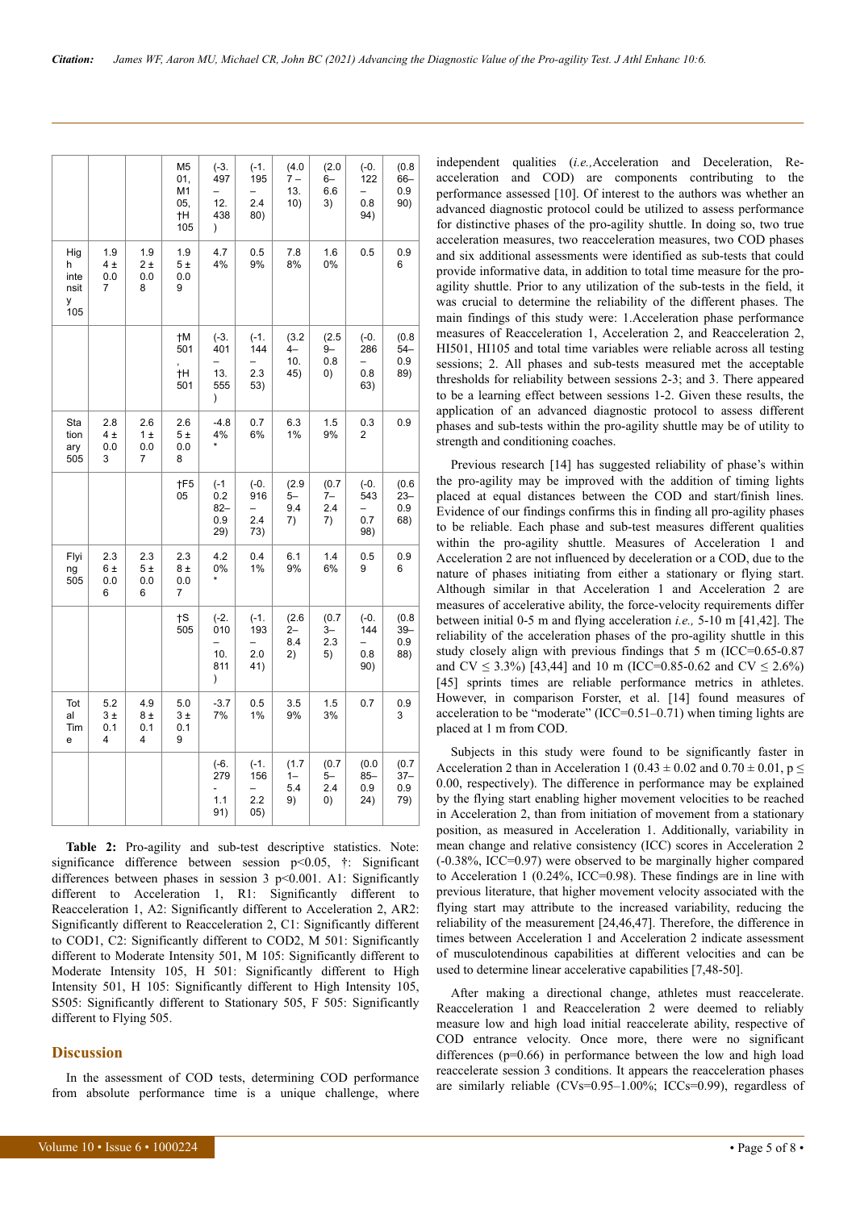| | | | | | | | | | |
|---|---|---|---|---|---|---|---|---|---|
| | | | M501, M105, †H105 | (-3.497 – 12.438) | (-1.195 – 2.480) | (4.07 – 13.10) | (2.06–6.63) | (-0.122 – 0.894) | (0.866–0.990) |
| High intensity 105 | 1.94 ± 0.07 | 1.92 ± 0.08 | 1.95 ± 0.09 | 4.74% | 0.59% | 7.88% | 1.60% | 0.5 | 0.96 |
| | | | †M501, †H501 | (-3.401 – 13.555) | (-1.144 – 2.353) | (3.24–10.45) | (2.59–0.80) | (-0.286 – 0.863) | (0.854–0.989) |
| Stationary 505 | 2.84 ± 0.03 | 2.61 ± 0.07 | 2.65 ± 0.08 | -4.84%* | 0.76% | 6.31% | 1.59% | 0.32 | 0.9 |
| | | | †F505 | (-10.282–0.929) | (-0.916 – 2.473) | (2.95–9.47) | (0.77–2.47) | (-0.543 – 0.798) | (0.623–0.968) |
| Flying 505 | 2.36 ± 0.06 | 2.35 ± 0.06 | 2.38 ± 0.07 | 4.20%* | 0.41% | 6.19% | 1.46% | 0.59 | 0.96 |
| | | | †S505 | (-2.010 – 10.811) | (-1.193 – 2.041) | (2.62–8.42) | (0.73–2.35) | (-0.144 – 0.890) | (0.839–0.988) |
| Total Time | 5.23 ± 0.14 | 4.98 ± 0.14 | 5.03 ± 0.19 | -3.77% | 0.51% | 3.59% | 1.53% | 0.7 | 0.93 |
| | | | | (-6.279 - 1.191) | (-1.156 – 2.205) | (1.71–5.49) | (0.75–2.40) | (0.085–0.924) | (0.737–0.979) |

**Table 2:** Pro-agility and sub-test descriptive statistics. Note: significance difference between session p<0.05, †: Significant differences between phases in session 3 p<0.001. A1: Significantly different to Acceleration 1, R1: Significantly different to Reacceleration 1, A2: Significantly different to Acceleration 2, AR2: Significantly different to Reacceleration 2, C1: Significantly different to COD1, C2: Significantly different to COD2, M 501: Significantly different to Moderate Intensity 501, M 105: Significantly different to Moderate Intensity 105, H 501: Significantly different to High Intensity 501, H 105: Significantly different to High Intensity 105, S505: Significantly different to Stationary 505, F 505: Significantly different to Flying 505.

## Discussion

In the assessment of COD tests, determining COD performance from absolute performance time is a unique challenge, where independent qualities (*i.e.,*Acceleration and Deceleration, Re-acceleration and COD) are components contributing to the performance assessed [10]. Of interest to the authors was whether an advanced diagnostic protocol could be utilized to assess performance for distinctive phases of the pro-agility shuttle. In doing so, two true acceleration measures, two reacceleration measures, two COD phases and six additional assessments were identified as sub-tests that could provide informative data, in addition to total time measure for the pro-agility shuttle. Prior to any utilization of the sub-tests in the field, it was crucial to determine the reliability of the different phases. The main findings of this study were: 1.Acceleration phase performance measures of Reacceleration 1, Acceleration 2, and Reacceleration 2, HI501, HI105 and total time variables were reliable across all testing sessions; 2. All phases and sub-tests measured met the acceptable thresholds for reliability between sessions 2-3; and 3. There appeared to be a learning effect between sessions 1-2. Given these results, the application of an advanced diagnostic protocol to assess different phases and sub-tests within the pro-agility shuttle may be of utility to strength and conditioning coaches.

Previous research [14] has suggested reliability of phase's within the pro-agility may be improved with the addition of timing lights placed at equal distances between the COD and start/finish lines. Evidence of our findings confirms this in finding all pro-agility phases to be reliable. Each phase and sub-test measures different qualities within the pro-agility shuttle. Measures of Acceleration 1 and Acceleration 2 are not influenced by deceleration or a COD, due to the nature of phases initiating from either a stationary or flying start. Although similar in that Acceleration 1 and Acceleration 2 are measures of accelerative ability, the force-velocity requirements differ between initial 0-5 m and flying acceleration *i.e.,* 5-10 m [41,42]. The reliability of the acceleration phases of the pro-agility shuttle in this study closely align with previous findings that 5 m (ICC=0.65-0.87 and CV ≤ 3.3%) [43,44] and 10 m (ICC=0.85-0.62 and CV ≤ 2.6%) [45] sprints times are reliable performance metrics in athletes. However, in comparison Forster, et al. [14] found measures of acceleration to be "moderate" (ICC=0.51–0.71) when timing lights are placed at 1 m from COD.

Subjects in this study were found to be significantly faster in Acceleration 2 than in Acceleration 1 (0.43 ± 0.02 and 0.70 ± 0.01, p ≤ 0.00, respectively). The difference in performance may be explained by the flying start enabling higher movement velocities to be reached in Acceleration 2, than from initiation of movement from a stationary position, as measured in Acceleration 1. Additionally, variability in mean change and relative consistency (ICC) scores in Acceleration 2 (-0.38%, ICC=0.97) were observed to be marginally higher compared to Acceleration 1 (0.24%, ICC=0.98). These findings are in line with previous literature, that higher movement velocity associated with the flying start may attribute to the increased variability, reducing the reliability of the measurement [24,46,47]. Therefore, the difference in times between Acceleration 1 and Acceleration 2 indicate assessment of musculotendinous capabilities at different velocities and can be used to determine linear accelerative capabilities [7,48-50].

After making a directional change, athletes must reaccelerate. Reacceleration 1 and Reacceleration 2 were deemed to reliably measure low and high load initial reaccelerate ability, respective of COD entrance velocity. Once more, there were no significant differences (p=0.66) in performance between the low and high load reaccelerate session 3 conditions. It appears the reacceleration phases are similarly reliable (CVs=0.95–1.00%; ICCs=0.99), regardless of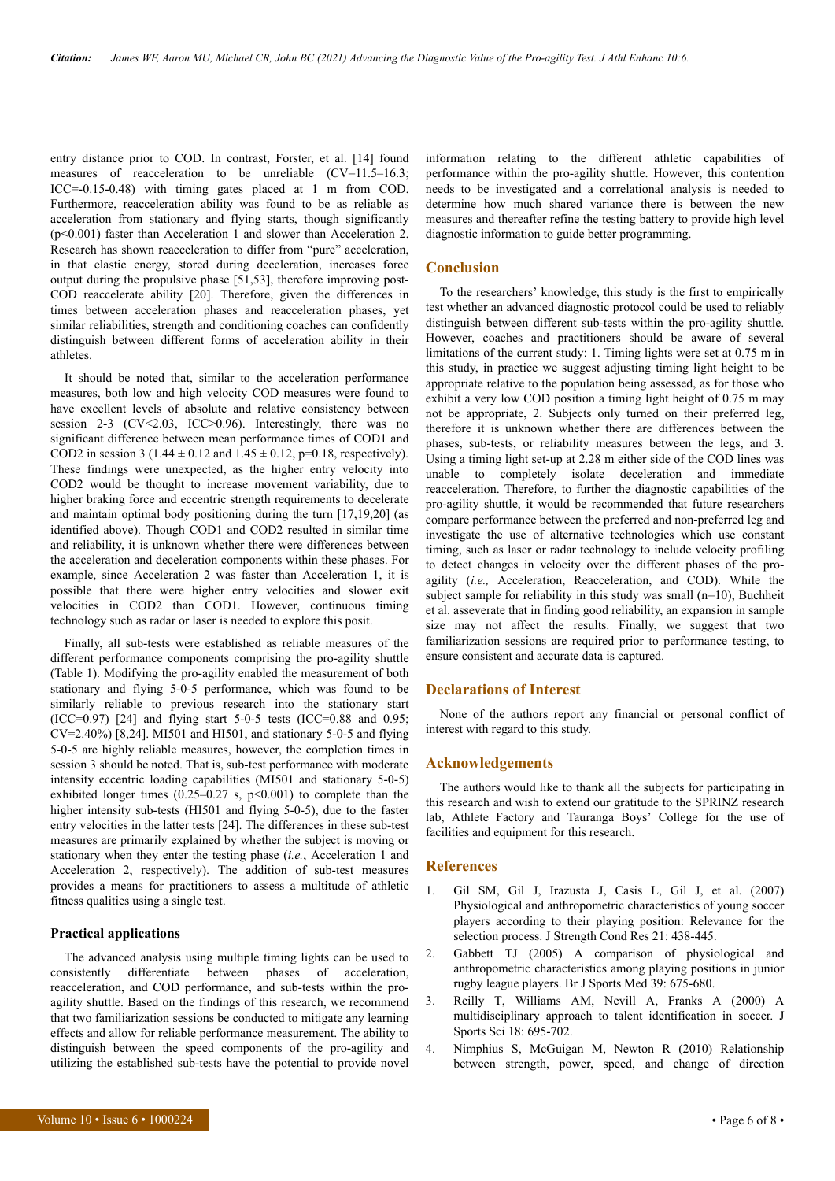entry distance prior to COD. In contrast, Forster, et al. [14] found measures of reacceleration to be unreliable (CV=11.5–16.3; ICC=-0.15-0.48) with timing gates placed at 1 m from COD. Furthermore, reacceleration ability was found to be as reliable as acceleration from stationary and flying starts, though significantly ($p<0.001$) faster than Acceleration 1 and slower than Acceleration 2. Research has shown reacceleration to differ from "pure" acceleration, in that elastic energy, stored during deceleration, increases force output during the propulsive phase [51,53], therefore improving post-COD reaccelerate ability [20]. Therefore, given the differences in times between acceleration phases and reacceleration phases, yet similar reliabilities, strength and conditioning coaches can confidently distinguish between different forms of acceleration ability in their athletes.

It should be noted that, similar to the acceleration performance measures, both low and high velocity COD measures were found to have excellent levels of absolute and relative consistency between session 2-3 (CV<2.03, ICC>0.96). Interestingly, there was no significant difference between mean performance times of COD1 and COD2 in session 3 ($1.44 \pm 0.12$ and $1.45 \pm 0.12$, $p=0.18$, respectively). These findings were unexpected, as the higher entry velocity into COD2 would be thought to increase movement variability, due to higher braking force and eccentric strength requirements to decelerate and maintain optimal body positioning during the turn [17,19,20] (as identified above). Though COD1 and COD2 resulted in similar time and reliability, it is unknown whether there were differences between the acceleration and deceleration components within these phases. For example, since Acceleration 2 was faster than Acceleration 1, it is possible that there were higher entry velocities and slower exit velocities in COD2 than COD1. However, continuous timing technology such as radar or laser is needed to explore this posit.

Finally, all sub-tests were established as reliable measures of the different performance components comprising the pro-agility shuttle (Table 1). Modifying the pro-agility enabled the measurement of both stationary and flying 5-0-5 performance, which was found to be similarly reliable to previous research into the stationary start (ICC=0.97) [24] and flying start 5-0-5 tests (ICC=0.88 and 0.95; CV=2.40%) [8,24]. MI501 and HI501, and stationary 5-0-5 and flying 5-0-5 are highly reliable measures, however, the completion times in session 3 should be noted. That is, sub-test performance with moderate intensity eccentric loading capabilities (MI501 and stationary 5-0-5) exhibited longer times (0.25–0.27 s, $p<0.001$) to complete than the higher intensity sub-tests (HI501 and flying 5-0-5), due to the faster entry velocities in the latter tests [24]. The differences in these sub-test measures are primarily explained by whether the subject is moving or stationary when they enter the testing phase (*i.e.*, Acceleration 1 and Acceleration 2, respectively). The addition of sub-test measures provides a means for practitioners to assess a multitude of athletic fitness qualities using a single test.

### Practical applications

The advanced analysis using multiple timing lights can be used to consistently differentiate between phases of acceleration, reacceleration, and COD performance, and sub-tests within the pro-agility shuttle. Based on the findings of this research, we recommend that two familiarization sessions be conducted to mitigate any learning effects and allow for reliable performance measurement. The ability to distinguish between the speed components of the pro-agility and utilizing the established sub-tests have the potential to provide novel information relating to the different athletic capabilities of performance within the pro-agility shuttle. However, this contention needs to be investigated and a correlational analysis is needed to determine how much shared variance there is between the new measures and thereafter refine the testing battery to provide high level diagnostic information to guide better programming.

## Conclusion

To the researchers' knowledge, this study is the first to empirically test whether an advanced diagnostic protocol could be used to reliably distinguish between different sub-tests within the pro-agility shuttle. However, coaches and practitioners should be aware of several limitations of the current study: 1. Timing lights were set at 0.75 m in this study, in practice we suggest adjusting timing light height to be appropriate relative to the population being assessed, as for those who exhibit a very low COD position a timing light height of 0.75 m may not be appropriate, 2. Subjects only turned on their preferred leg, therefore it is unknown whether there are differences between the phases, sub-tests, or reliability measures between the legs, and 3. Using a timing light set-up at 2.28 m either side of the COD lines was unable to completely isolate deceleration and immediate reacceleration. Therefore, to further the diagnostic capabilities of the pro-agility shuttle, it would be recommended that future researchers compare performance between the preferred and non-preferred leg and investigate the use of alternative technologies which use constant timing, such as laser or radar technology to include velocity profiling to detect changes in velocity over the different phases of the pro-agility (*i.e.,* Acceleration, Reacceleration, and COD). While the subject sample for reliability in this study was small (n=10), Buchheit et al. asseverate that in finding good reliability, an expansion in sample size may not affect the results. Finally, we suggest that two familiarization sessions are required prior to performance testing, to ensure consistent and accurate data is captured.

## Declarations of Interest

None of the authors report any financial or personal conflict of interest with regard to this study.

## Acknowledgements

The authors would like to thank all the subjects for participating in this research and wish to extend our gratitude to the SPRINZ research lab, Athlete Factory and Tauranga Boys' College for the use of facilities and equipment for this research.

## References

1. Gil SM, Gil J, Irazusta J, Casis L, Gil J, et al. (2007) Physiological and anthropometric characteristics of young soccer players according to their playing position: Relevance for the selection process. J Strength Cond Res 21: 438-445.
2. Gabbett TJ (2005) A comparison of physiological and anthropometric characteristics among playing positions in junior rugby league players. Br J Sports Med 39: 675-680.
3. Reilly T, Williams AM, Nevill A, Franks A (2000) A multidisciplinary approach to talent identification in soccer. J Sports Sci 18: 695-702.
4. Nimphius S, McGuigan M, Newton R (2010) Relationship between strength, power, speed, and change of direction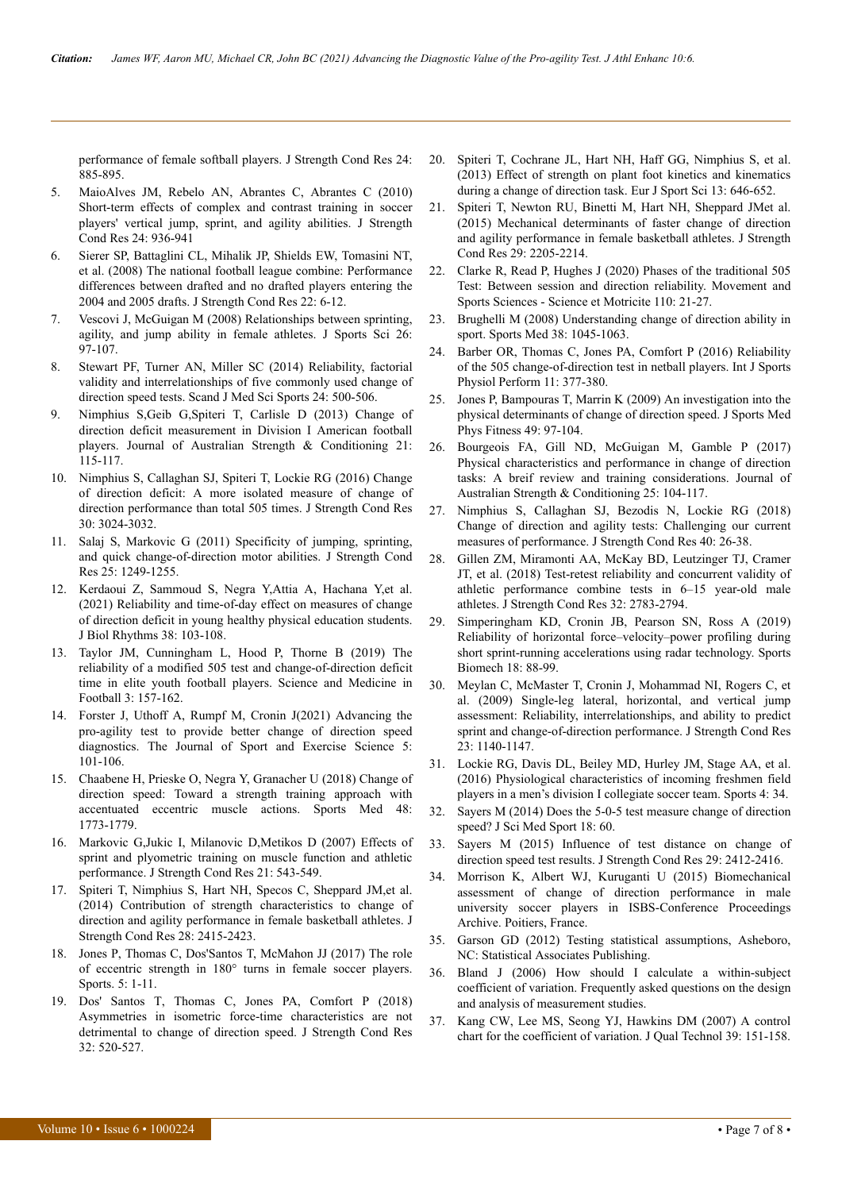performance of female softball players. J Strength Cond Res 24: 885-895.

5. MaioAlves JM, Rebelo AN, Abrantes C, Abrantes C (2010) Short-term effects of complex and contrast training in soccer players' vertical jump, sprint, and agility abilities. J Strength Cond Res 24: 936-941
6. Sierer SP, Battaglini CL, Mihalik JP, Shields EW, Tomasini NT, et al. (2008) The national football league combine: Performance differences between drafted and no drafted players entering the 2004 and 2005 drafts. J Strength Cond Res 22: 6-12.
7. Vescovi J, McGuigan M (2008) Relationships between sprinting, agility, and jump ability in female athletes. J Sports Sci 26: 97-107.
8. Stewart PF, Turner AN, Miller SC (2014) Reliability, factorial validity and interrelationships of five commonly used change of direction speed tests. Scand J Med Sci Sports 24: 500-506.
9. Nimphius S,Geib G,Spiteri T, Carlisle D (2013) Change of direction deficit measurement in Division I American football players. Journal of Australian Strength & Conditioning 21: 115-117.
10. Nimphius S, Callaghan SJ, Spiteri T, Lockie RG (2016) Change of direction deficit: A more isolated measure of change of direction performance than total 505 times. J Strength Cond Res 30: 3024-3032.
11. Salaj S, Markovic G (2011) Specificity of jumping, sprinting, and quick change-of-direction motor abilities. J Strength Cond Res 25: 1249-1255.
12. Kerdaoui Z, Sammoud S, Negra Y,Attia A, Hachana Y,et al. (2021) Reliability and time-of-day effect on measures of change of direction deficit in young healthy physical education students. J Biol Rhythms 38: 103-108.
13. Taylor JM, Cunningham L, Hood P, Thorne B (2019) The reliability of a modified 505 test and change-of-direction deficit time in elite youth football players. Science and Medicine in Football 3: 157-162.
14. Forster J, Uthoff A, Rumpf M, Cronin J(2021) Advancing the pro-agility test to provide better change of direction speed diagnostics. The Journal of Sport and Exercise Science 5: 101-106.
15. Chaabene H, Prieske O, Negra Y, Granacher U (2018) Change of direction speed: Toward a strength training approach with accentuated eccentric muscle actions. Sports Med 48: 1773-1779.
16. Markovic G,Jukic I, Milanovic D,Metikos D (2007) Effects of sprint and plyometric training on muscle function and athletic performance. J Strength Cond Res 21: 543-549.
17. Spiteri T, Nimphius S, Hart NH, Specos C, Sheppard JM,et al. (2014) Contribution of strength characteristics to change of direction and agility performance in female basketball athletes. J Strength Cond Res 28: 2415-2423.
18. Jones P, Thomas C, Dos'Santos T, McMahon JJ (2017) The role of eccentric strength in 180° turns in female soccer players. Sports. 5: 1-11.
19. Dos' Santos T, Thomas C, Jones PA, Comfort P (2018) Asymmetries in isometric force-time characteristics are not detrimental to change of direction speed. J Strength Cond Res 32: 520-527.
20. Spiteri T, Cochrane JL, Hart NH, Haff GG, Nimphius S, et al. (2013) Effect of strength on plant foot kinetics and kinematics during a change of direction task. Eur J Sport Sci 13: 646-652.
21. Spiteri T, Newton RU, Binetti M, Hart NH, Sheppard JMet al. (2015) Mechanical determinants of faster change of direction and agility performance in female basketball athletes. J Strength Cond Res 29: 2205-2214.
22. Clarke R, Read P, Hughes J (2020) Phases of the traditional 505 Test: Between session and direction reliability. Movement and Sports Sciences - Science et Motricite 110: 21-27.
23. Brughelli M (2008) Understanding change of direction ability in sport. Sports Med 38: 1045-1063.
24. Barber OR, Thomas C, Jones PA, Comfort P (2016) Reliability of the 505 change-of-direction test in netball players. Int J Sports Physiol Perform 11: 377-380.
25. Jones P, Bampouras T, Marrin K (2009) An investigation into the physical determinants of change of direction speed. J Sports Med Phys Fitness 49: 97-104.
26. Bourgeois FA, Gill ND, McGuigan M, Gamble P (2017) Physical characteristics and performance in change of direction tasks: A breif review and training considerations. Journal of Australian Strength & Conditioning 25: 104-117.
27. Nimphius S, Callaghan SJ, Bezodis N, Lockie RG (2018) Change of direction and agility tests: Challenging our current measures of performance. J Strength Cond Res 40: 26-38.
28. Gillen ZM, Miramonti AA, McKay BD, Leutzinger TJ, Cramer JT, et al. (2018) Test-retest reliability and concurrent validity of athletic performance combine tests in 6–15 year-old male athletes. J Strength Cond Res 32: 2783-2794.
29. Simperingham KD, Cronin JB, Pearson SN, Ross A (2019) Reliability of horizontal force–velocity–power profiling during short sprint-running accelerations using radar technology. Sports Biomech 18: 88-99.
30. Meylan C, McMaster T, Cronin J, Mohammad NI, Rogers C, et al. (2009) Single-leg lateral, horizontal, and vertical jump assessment: Reliability, interrelationships, and ability to predict sprint and change-of-direction performance. J Strength Cond Res 23: 1140-1147.
31. Lockie RG, Davis DL, Beiley MD, Hurley JM, Stage AA, et al. (2016) Physiological characteristics of incoming freshmen field players in a men's division I collegiate soccer team. Sports 4: 34.
32. Sayers M (2014) Does the 5-0-5 test measure change of direction speed? J Sci Med Sport 18: 60.
33. Sayers M (2015) Influence of test distance on change of direction speed test results. J Strength Cond Res 29: 2412-2416.
34. Morrison K, Albert WJ, Kuruganti U (2015) Biomechanical assessment of change of direction performance in male university soccer players in ISBS-Conference Proceedings Archive. Poitiers, France.
35. Garson GD (2012) Testing statistical assumptions, Asheboro, NC: Statistical Associates Publishing.
36. Bland J (2006) How should I calculate a within-subject coefficient of variation. Frequently asked questions on the design and analysis of measurement studies.
37. Kang CW, Lee MS, Seong YJ, Hawkins DM (2007) A control chart for the coefficient of variation. J Qual Technol 39: 151-158.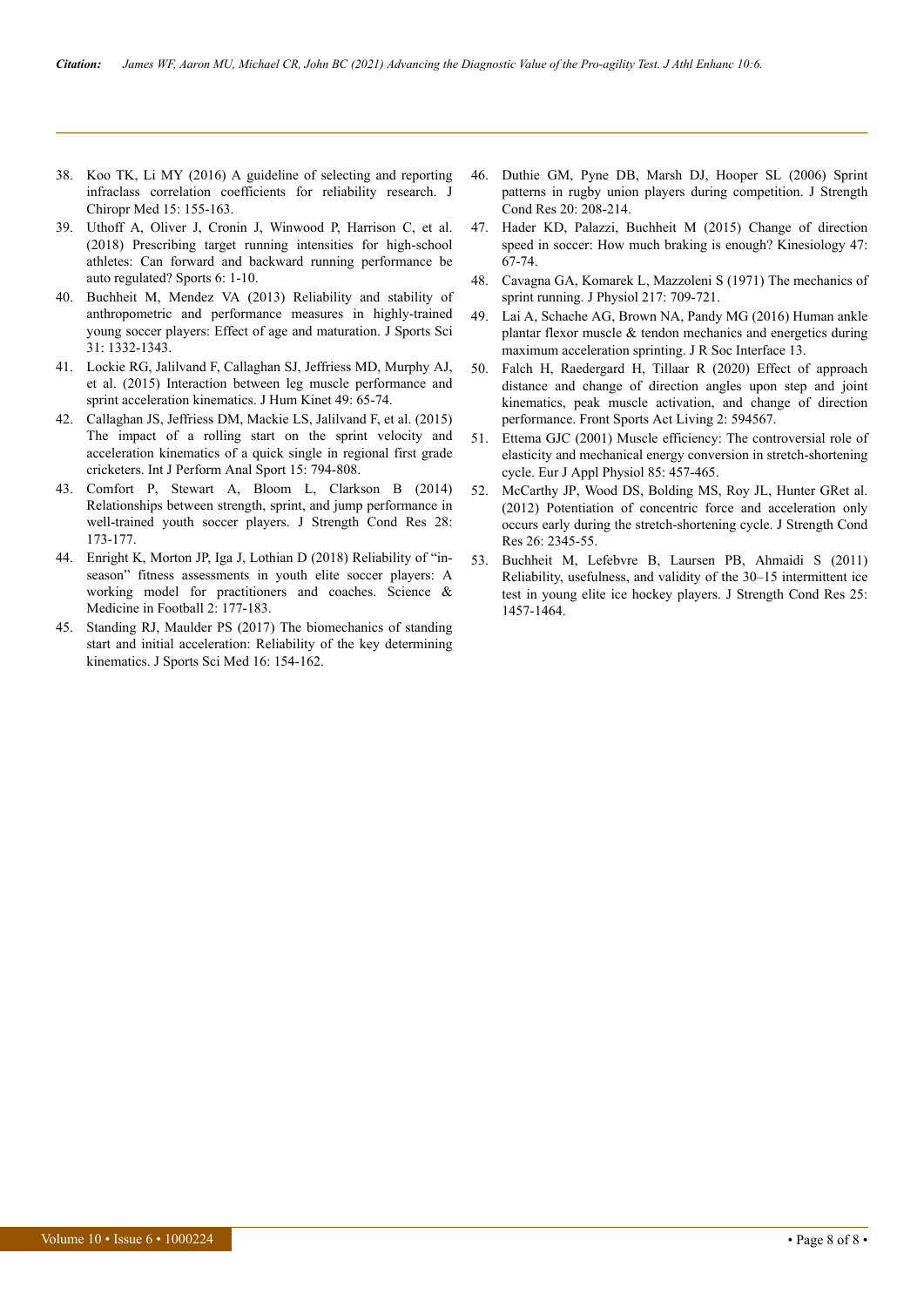38. Koo TK, Li MY (2016) A guideline of selecting and reporting infraclass correlation coefficients for reliability research. J Chiropr Med 15: 155-163.
39. Uthoff A, Oliver J, Cronin J, Winwood P, Harrison C, et al. (2018) Prescribing target running intensities for high-school athletes: Can forward and backward running performance be auto regulated? Sports 6: 1-10.
40. Buchheit M, Mendez VA (2013) Reliability and stability of anthropometric and performance measures in highly-trained young soccer players: Effect of age and maturation. J Sports Sci 31: 1332-1343.
41. Lockie RG, Jalilvand F, Callaghan SJ, Jeffriess MD, Murphy AJ, et al. (2015) Interaction between leg muscle performance and sprint acceleration kinematics. J Hum Kinet 49: 65-74.
42. Callaghan JS, Jeffriess DM, Mackie LS, Jalilvand F, et al. (2015) The impact of a rolling start on the sprint velocity and acceleration kinematics of a quick single in regional first grade cricketers. Int J Perform Anal Sport 15: 794-808.
43. Comfort P, Stewart A, Bloom L, Clarkson B (2014) Relationships between strength, sprint, and jump performance in well-trained youth soccer players. J Strength Cond Res 28: 173-177.
44. Enright K, Morton JP, Iga J, Lothian D (2018) Reliability of "in-season" fitness assessments in youth elite soccer players: A working model for practitioners and coaches. Science & Medicine in Football 2: 177-183.
45. Standing RJ, Maulder PS (2017) The biomechanics of standing start and initial acceleration: Reliability of the key determining kinematics. J Sports Sci Med 16: 154-162.
46. Duthie GM, Pyne DB, Marsh DJ, Hooper SL (2006) Sprint patterns in rugby union players during competition. J Strength Cond Res 20: 208-214.
47. Hader KD, Palazzi, Buchheit M (2015) Change of direction speed in soccer: How much braking is enough? Kinesiology 47: 67-74.
48. Cavagna GA, Komarek L, Mazzoleni S (1971) The mechanics of sprint running. J Physiol 217: 709-721.
49. Lai A, Schache AG, Brown NA, Pandy MG (2016) Human ankle plantar flexor muscle & tendon mechanics and energetics during maximum acceleration sprinting. J R Soc Interface 13.
50. Falch H, Raedergard H, Tillaar R (2020) Effect of approach distance and change of direction angles upon step and joint kinematics, peak muscle activation, and change of direction performance. Front Sports Act Living 2: 594567.
51. Ettema GJC (2001) Muscle efficiency: The controversial role of elasticity and mechanical energy conversion in stretch-shortening cycle. Eur J Appl Physiol 85: 457-465.
52. McCarthy JP, Wood DS, Bolding MS, Roy JL, Hunter GRet al. (2012) Potentiation of concentric force and acceleration only occurs early during the stretch-shortening cycle. J Strength Cond Res 26: 2345-55.
53. Buchheit M, Lefebvre B, Laursen PB, Ahmaidi S (2011) Reliability, usefulness, and validity of the 30–15 intermittent ice test in young elite ice hockey players. J Strength Cond Res 25: 1457-1464.